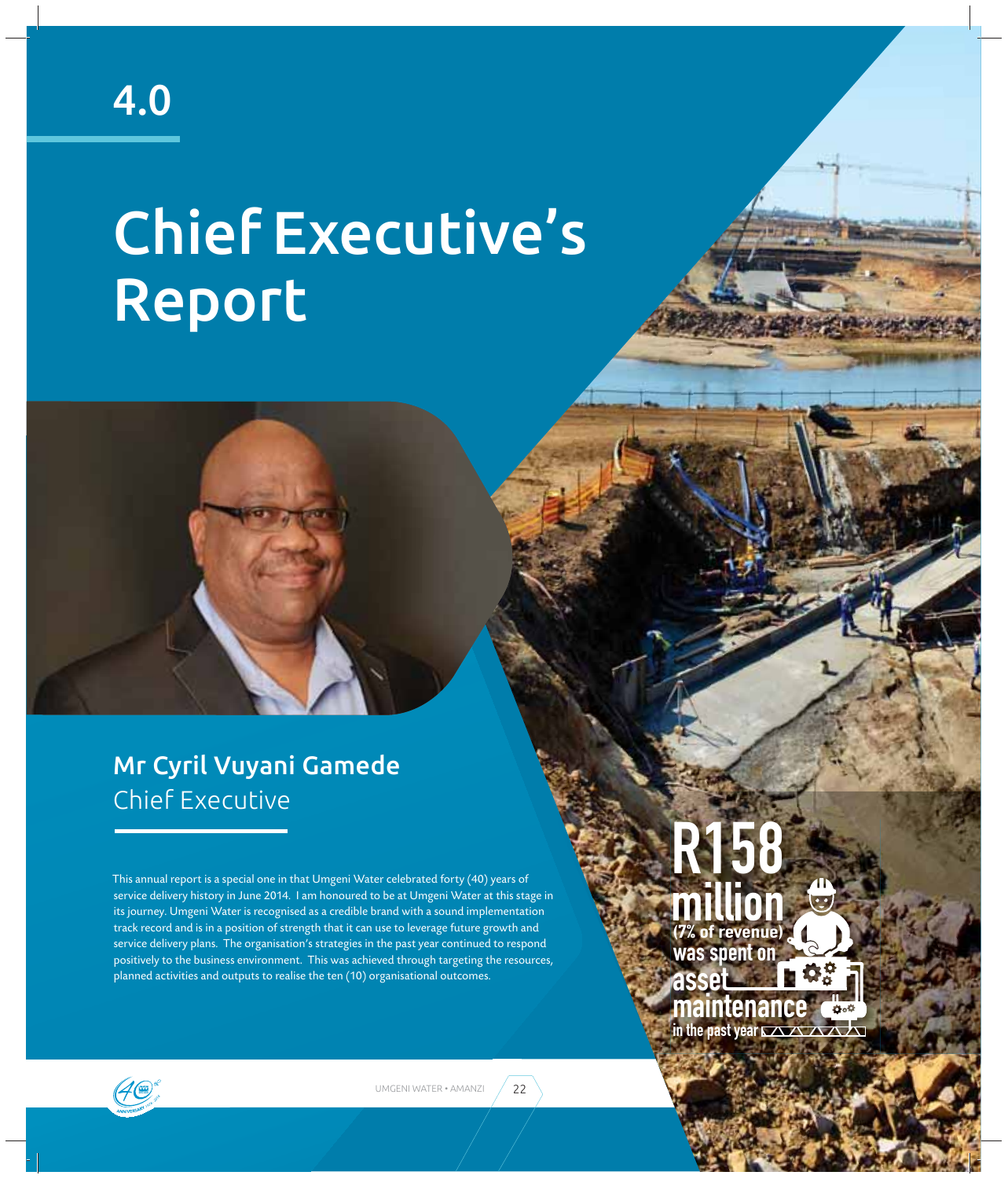# 4.0

# Chief Executive's Report

**Mr Cyril Vuyani Gamede**
Chief Executive

This annual report is a special one in that Umgeni Water celebrated forty (40) years of service delivery history in June 2014. I am honoured to be at Umgeni Water at this stage in its journey. Umgeni Water is recognised as a credible brand with a sound implementation track record and is in a position of strength that it can use to leverage future growth and service delivery plans. The organisation's strategies in the past year continued to respond positively to the business environment. This was achieved through targeting the resources, planned activities and outputs to realise the ten (10) organisational outcomes.

**R158 million** (7% of revenue) was spent on asset maintenance in the past year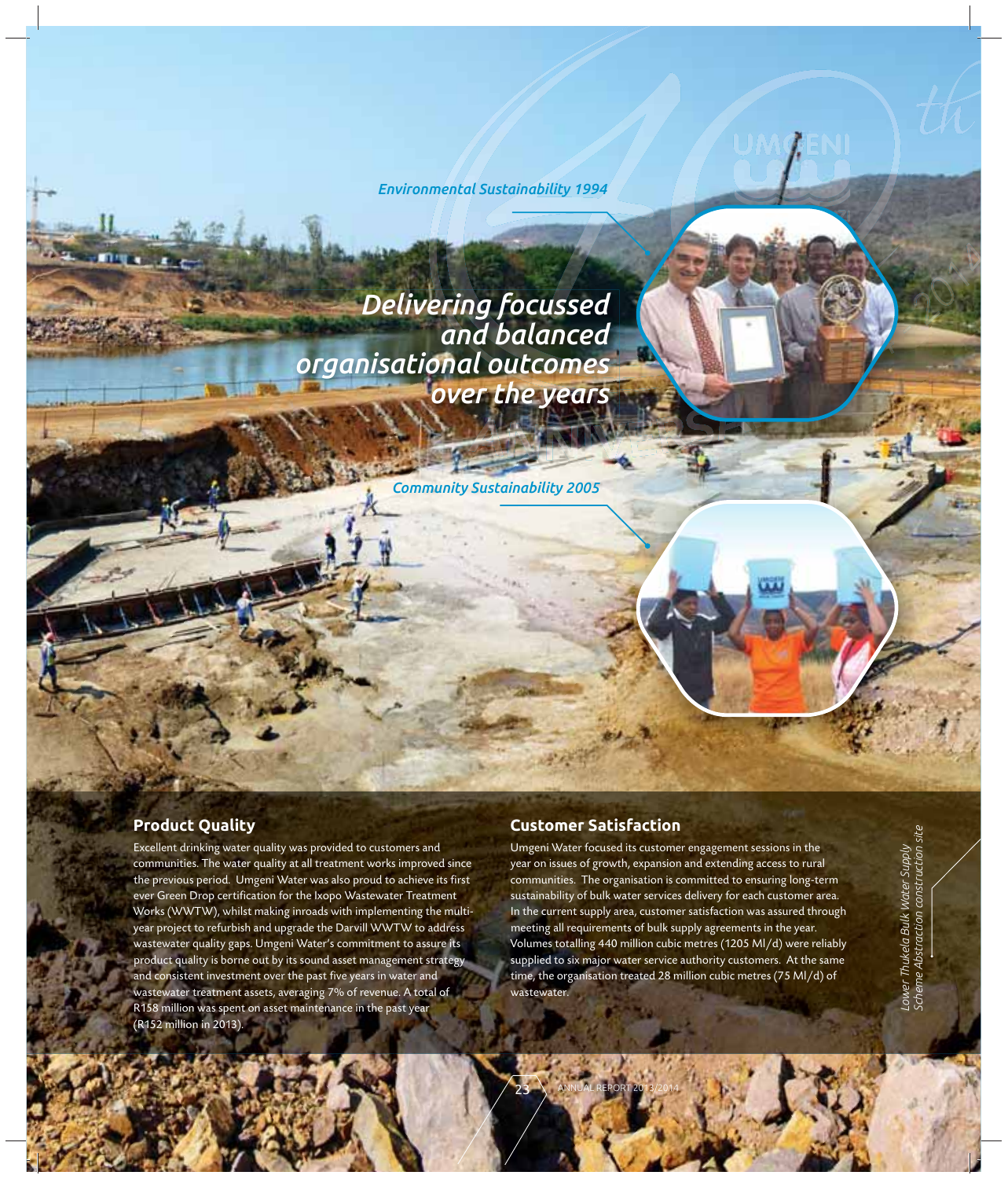*Environmental Sustainability 1994*

## *Delivering focussed and balanced organisational outcomes over the years*

*Community Sustainability 2005*

### Product Quality

Excellent drinking water quality was provided to customers and communities. The water quality at all treatment works improved since the previous period. Umgeni Water was also proud to achieve its first ever Green Drop certification for the Ixopo Wastewater Treatment Works (WWTW), whilst making inroads with implementing the multi-year project to refurbish and upgrade the Darvill WWTW to address wastewater quality gaps. Umgeni Water's commitment to assure its product quality is borne out by its sound asset management strategy and consistent investment over the past five years in water and wastewater treatment assets, averaging 7% of revenue. A total of R158 million was spent on asset maintenance in the past year (R152 million in 2013).

### Customer Satisfaction

Umgeni Water focused its customer engagement sessions in the year on issues of growth, expansion and extending access to rural communities. The organisation is committed to ensuring long-term sustainability of bulk water services delivery for each customer area. In the current supply area, customer satisfaction was assured through meeting all requirements of bulk supply agreements in the year. Volumes totalling 440 million cubic metres (1205 Ml/d) were reliably supplied to six major water service authority customers. At the same time, the organisation treated 28 million cubic metres (75 Ml/d) of wastewater.

*Lower Thukela Bulk Water Supply Scheme Abstraction construction site*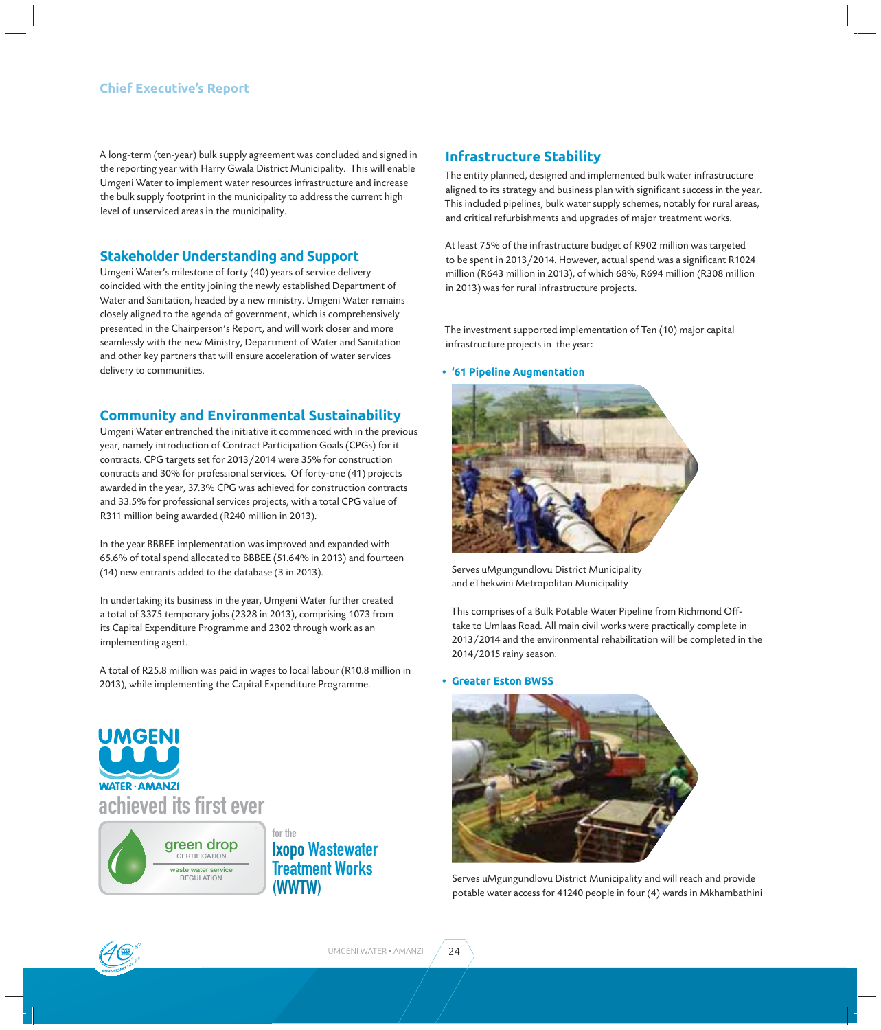A long-term (ten-year) bulk supply agreement was concluded and signed in the reporting year with Harry Gwala District Municipality. This will enable Umgeni Water to implement water resources infrastructure and increase the bulk supply footprint in the municipality to address the current high level of unserviced areas in the municipality.

## Stakeholder Understanding and Support

Umgeni Water's milestone of forty (40) years of service delivery coincided with the entity joining the newly established Department of Water and Sanitation, headed by a new ministry. Umgeni Water remains closely aligned to the agenda of government, which is comprehensively presented in the Chairperson's Report, and will work closer and more seamlessly with the new Ministry, Department of Water and Sanitation and other key partners that will ensure acceleration of water services delivery to communities.

## Community and Environmental Sustainability

Umgeni Water entrenched the initiative it commenced with in the previous year, namely introduction of Contract Participation Goals (CPGs) for it contracts. CPG targets set for 2013/2014 were 35% for construction contracts and 30% for professional services. Of forty-one (41) projects awarded in the year, 37.3% CPG was achieved for construction contracts and 33.5% for professional services projects, with a total CPG value of R311 million being awarded (R240 million in 2013).

In the year BBBEE implementation was improved and expanded with 65.6% of total spend allocated to BBBEE (51.64% in 2013) and fourteen (14) new entrants added to the database (3 in 2013).

In undertaking its business in the year, Umgeni Water further created a total of 3375 temporary jobs (2328 in 2013), comprising 1073 from its Capital Expenditure Programme and 2302 through work as an implementing agent.

A total of R25.8 million was paid in wages to local labour (R10.8 million in 2013), while implementing the Capital Expenditure Programme.

UMGENI WATER · AMANZI achieved its first ever green drop CERTIFICATION waste water service REGULATION for the Ixopo Wastewater Treatment Works (WWTW)

## Infrastructure Stability

The entity planned, designed and implemented bulk water infrastructure aligned to its strategy and business plan with significant success in the year. This included pipelines, bulk water supply schemes, notably for rural areas, and critical refurbishments and upgrades of major treatment works.

At least 75% of the infrastructure budget of R902 million was targeted to be spent in 2013/2014. However, actual spend was a significant R1024 million (R643 million in 2013), of which 68%, R694 million (R308 million in 2013) was for rural infrastructure projects.

The investment supported implementation of Ten (10) major capital infrastructure projects in the year:

- **'61 Pipeline Augmentation**

Serves uMgungundlovu District Municipality and eThekwini Metropolitan Municipality

This comprises of a Bulk Potable Water Pipeline from Richmond Off-take to Umlaas Road. All main civil works were practically complete in 2013/2014 and the environmental rehabilitation will be completed in the 2014/2015 rainy season.

- **Greater Eston BWSS**

Serves uMgungundlovu District Municipality and will reach and provide potable water access for 41240 people in four (4) wards in Mkhambathini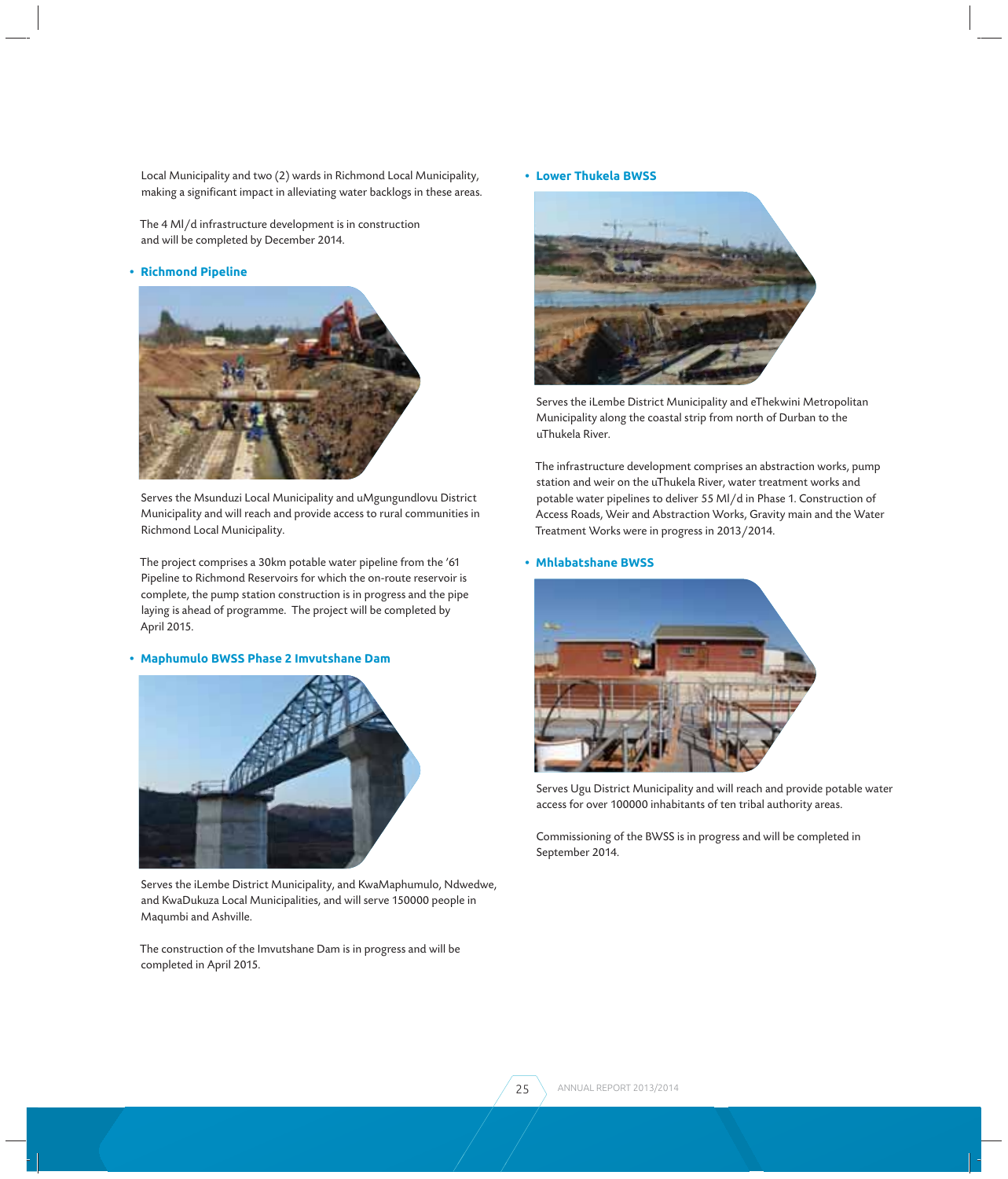Local Municipality and two (2) wards in Richmond Local Municipality, making a significant impact in alleviating water backlogs in these areas.

The 4 Ml/d infrastructure development is in construction and will be completed by December 2014.

- **Richmond Pipeline**

Serves the Msunduzi Local Municipality and uMgungundlovu District Municipality and will reach and provide access to rural communities in Richmond Local Municipality.

The project comprises a 30km potable water pipeline from the '61 Pipeline to Richmond Reservoirs for which the on-route reservoir is complete, the pump station construction is in progress and the pipe laying is ahead of programme. The project will be completed by April 2015.

- **Maphumulo BWSS Phase 2 Imvutshane Dam**

Serves the iLembe District Municipality, and KwaMaphumulo, Ndwedwe, and KwaDukuza Local Municipalities, and will serve 150000 people in Maqumbi and Ashville.

The construction of the Imvutshane Dam is in progress and will be completed in April 2015.

- **Lower Thukela BWSS**

Serves the iLembe District Municipality and eThekwini Metropolitan Municipality along the coastal strip from north of Durban to the uThukela River.

The infrastructure development comprises an abstraction works, pump station and weir on the uThukela River, water treatment works and potable water pipelines to deliver 55 Ml/d in Phase 1. Construction of Access Roads, Weir and Abstraction Works, Gravity main and the Water Treatment Works were in progress in 2013/2014.

- **Mhlabatshane BWSS**

Serves Ugu District Municipality and will reach and provide potable water access for over 100000 inhabitants of ten tribal authority areas.

Commissioning of the BWSS is in progress and will be completed in September 2014.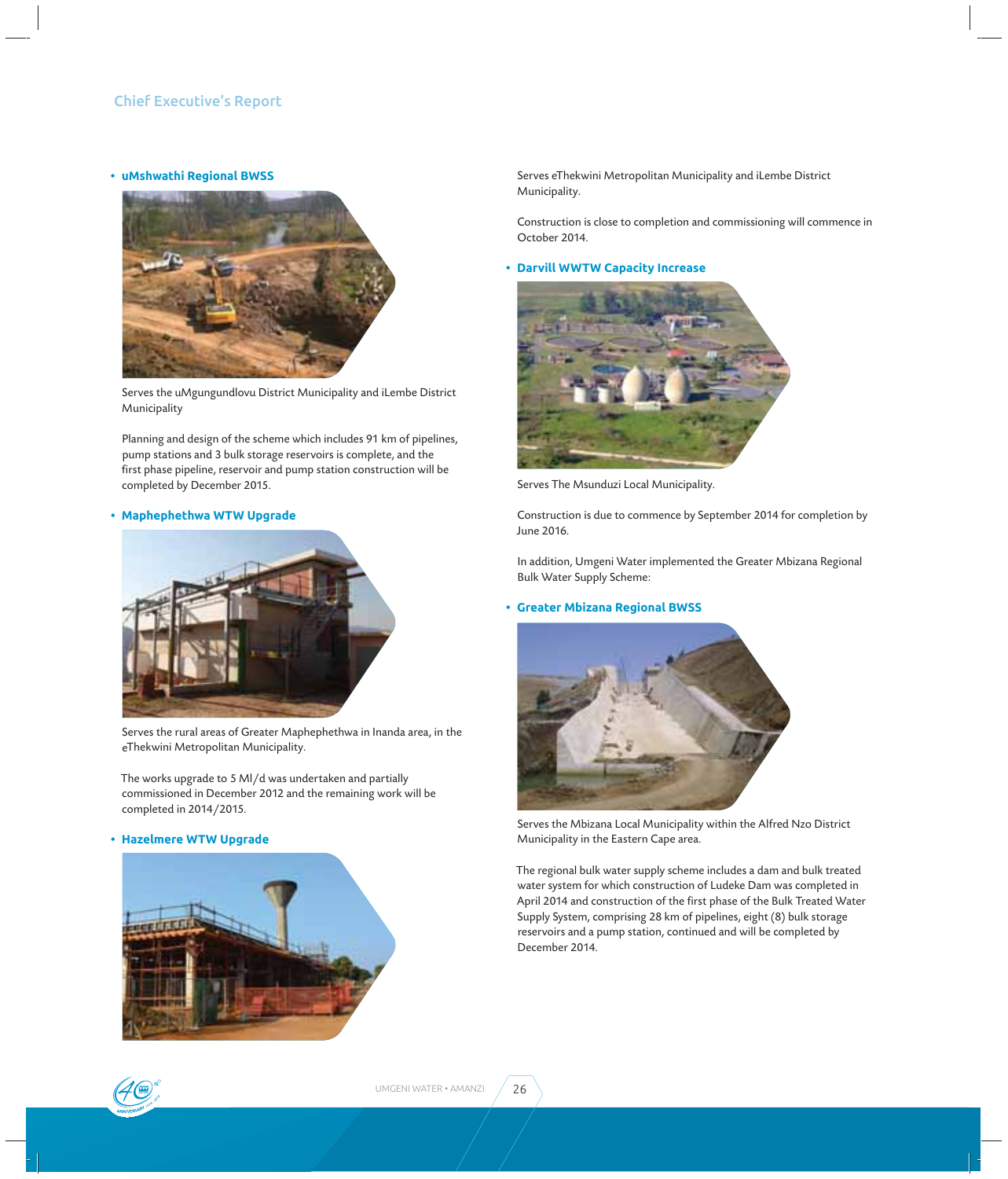- **uMshwathi Regional BWSS**

Serves the uMgungundlovu District Municipality and iLembe District Municipality

Planning and design of the scheme which includes 91 km of pipelines, pump stations and 3 bulk storage reservoirs is complete, and the first phase pipeline, reservoir and pump station construction will be completed by December 2015.

- **Maphephethwa WTW Upgrade**

Serves the rural areas of Greater Maphephethwa in Inanda area, in the eThekwini Metropolitan Municipality.

The works upgrade to 5 Ml/d was undertaken and partially commissioned in December 2012 and the remaining work will be completed in 2014/2015.

- **Hazelmere WTW Upgrade**

Serves eThekwini Metropolitan Municipality and iLembe District Municipality.

Construction is close to completion and commissioning will commence in October 2014.

- **Darvill WWTW Capacity Increase**

Serves The Msunduzi Local Municipality.

Construction is due to commence by September 2014 for completion by June 2016.

In addition, Umgeni Water implemented the Greater Mbizana Regional Bulk Water Supply Scheme:

- **Greater Mbizana Regional BWSS**

Serves the Mbizana Local Municipality within the Alfred Nzo District Municipality in the Eastern Cape area.

The regional bulk water supply scheme includes a dam and bulk treated water system for which construction of Ludeke Dam was completed in April 2014 and construction of the first phase of the Bulk Treated Water Supply System, comprising 28 km of pipelines, eight (8) bulk storage reservoirs and a pump station, continued and will be completed by December 2014.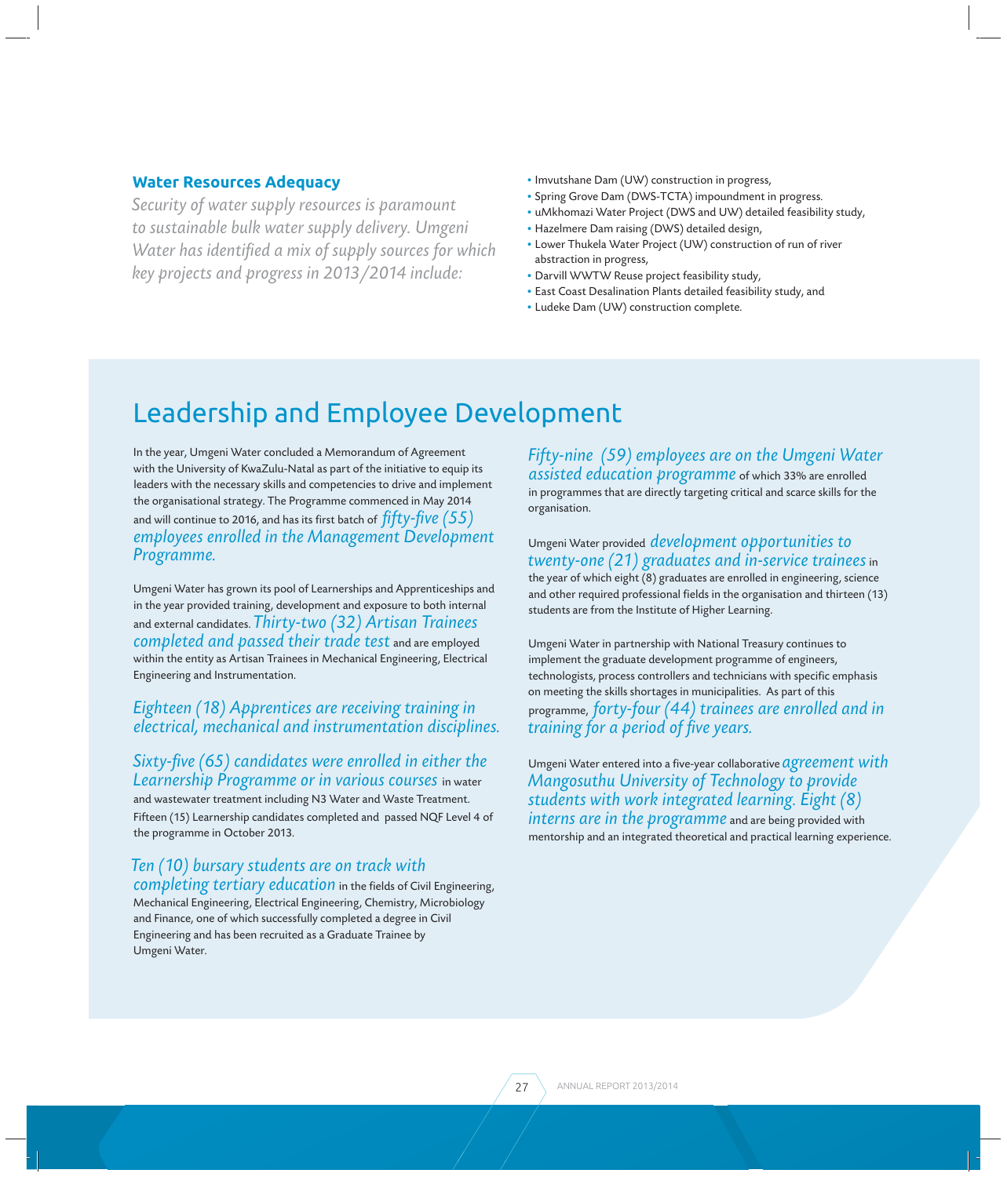### Water Resources Adequacy

*Security of water supply resources is paramount to sustainable bulk water supply delivery. Umgeni Water has identified a mix of supply sources for which key projects and progress in 2013/2014 include:*

- Imvutshane Dam (UW) construction in progress,
- Spring Grove Dam (DWS-TCTA) impoundment in progress.
- uMkhomazi Water Project (DWS and UW) detailed feasibility study,
- Hazelmere Dam raising (DWS) detailed design,
- Lower Thukela Water Project (UW) construction of run of river abstraction in progress,
- Darvill WWTW Reuse project feasibility study,
- East Coast Desalination Plants detailed feasibility study, and
- Ludeke Dam (UW) construction complete.

## Leadership and Employee Development

In the year, Umgeni Water concluded a Memorandum of Agreement with the University of KwaZulu-Natal as part of the initiative to equip its leaders with the necessary skills and competencies to drive and implement the organisational strategy. The Programme commenced in May 2014 and will continue to 2016, and has its first batch of *fifty-five (55) employees enrolled in the Management Development Programme.*

Umgeni Water has grown its pool of Learnerships and Apprenticeships and in the year provided training, development and exposure to both internal and external candidates. *Thirty-two (32) Artisan Trainees completed and passed their trade test* and are employed within the entity as Artisan Trainees in Mechanical Engineering, Electrical Engineering and Instrumentation.

*Eighteen (18) Apprentices are receiving training in electrical, mechanical and instrumentation disciplines.*

*Sixty-five (65) candidates were enrolled in either the Learnership Programme or in various courses* in water and wastewater treatment including N3 Water and Waste Treatment. Fifteen (15) Learnership candidates completed and passed NQF Level 4 of the programme in October 2013.

*Ten (10) bursary students are on track with completing tertiary education* in the fields of Civil Engineering, Mechanical Engineering, Electrical Engineering, Chemistry, Microbiology and Finance, one of which successfully completed a degree in Civil Engineering and has been recruited as a Graduate Trainee by Umgeni Water.

*Fifty-nine (59) employees are on the Umgeni Water assisted education programme* of which 33% are enrolled in programmes that are directly targeting critical and scarce skills for the organisation.

Umgeni Water provided *development opportunities to twenty-one (21) graduates and in-service trainees* in the year of which eight (8) graduates are enrolled in engineering, science and other required professional fields in the organisation and thirteen (13) students are from the Institute of Higher Learning.

Umgeni Water in partnership with National Treasury continues to implement the graduate development programme of engineers, technologists, process controllers and technicians with specific emphasis on meeting the skills shortages in municipalities. As part of this programme, *forty-four (44) trainees are enrolled and in training for a period of five years.*

Umgeni Water entered into a five-year collaborative *agreement with Mangosuthu University of Technology to provide students with work integrated learning. Eight (8) interns are in the programme* and are being provided with mentorship and an integrated theoretical and practical learning experience.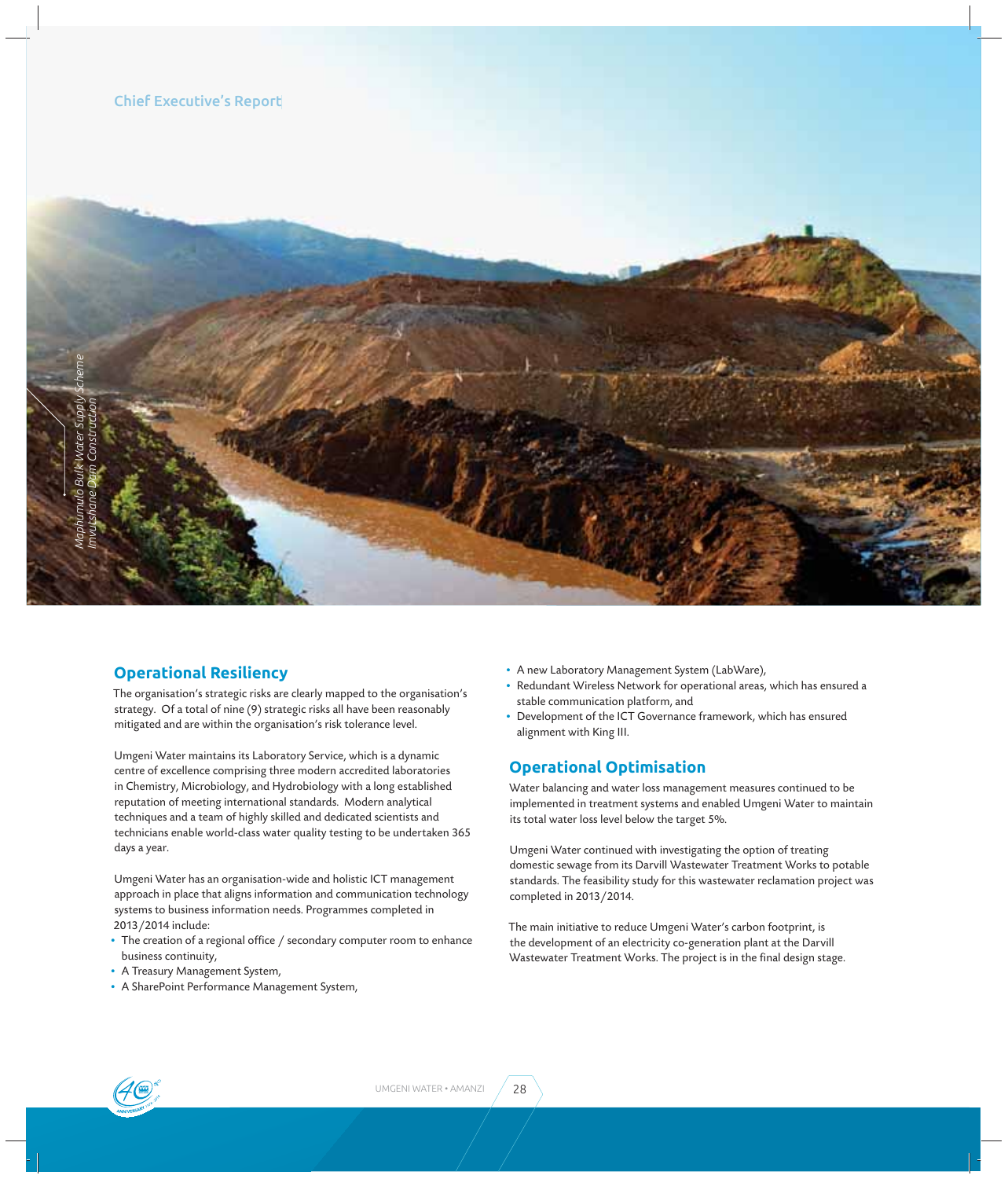Chief Executive's Report

*Maphumulo Bulk Water Supply Scheme*
*Imvutshane Dam Construction*

## Operational Resiliency

The organisation's strategic risks are clearly mapped to the organisation's strategy. Of a total of nine (9) strategic risks all have been reasonably mitigated and are within the organisation's risk tolerance level.

Umgeni Water maintains its Laboratory Service, which is a dynamic centre of excellence comprising three modern accredited laboratories in Chemistry, Microbiology, and Hydrobiology with a long established reputation of meeting international standards. Modern analytical techniques and a team of highly skilled and dedicated scientists and technicians enable world-class water quality testing to be undertaken 365 days a year.

Umgeni Water has an organisation-wide and holistic ICT management approach in place that aligns information and communication technology systems to business information needs. Programmes completed in 2013/2014 include:

- The creation of a regional office / secondary computer room to enhance business continuity,
- A Treasury Management System,
- A SharePoint Performance Management System,
- A new Laboratory Management System (LabWare),
- Redundant Wireless Network for operational areas, which has ensured a stable communication platform, and
- Development of the ICT Governance framework, which has ensured alignment with King III.

## Operational Optimisation

Water balancing and water loss management measures continued to be implemented in treatment systems and enabled Umgeni Water to maintain its total water loss level below the target 5%.

Umgeni Water continued with investigating the option of treating domestic sewage from its Darvill Wastewater Treatment Works to potable standards. The feasibility study for this wastewater reclamation project was completed in 2013/2014.

The main initiative to reduce Umgeni Water's carbon footprint, is the development of an electricity co-generation plant at the Darvill Wastewater Treatment Works. The project is in the final design stage.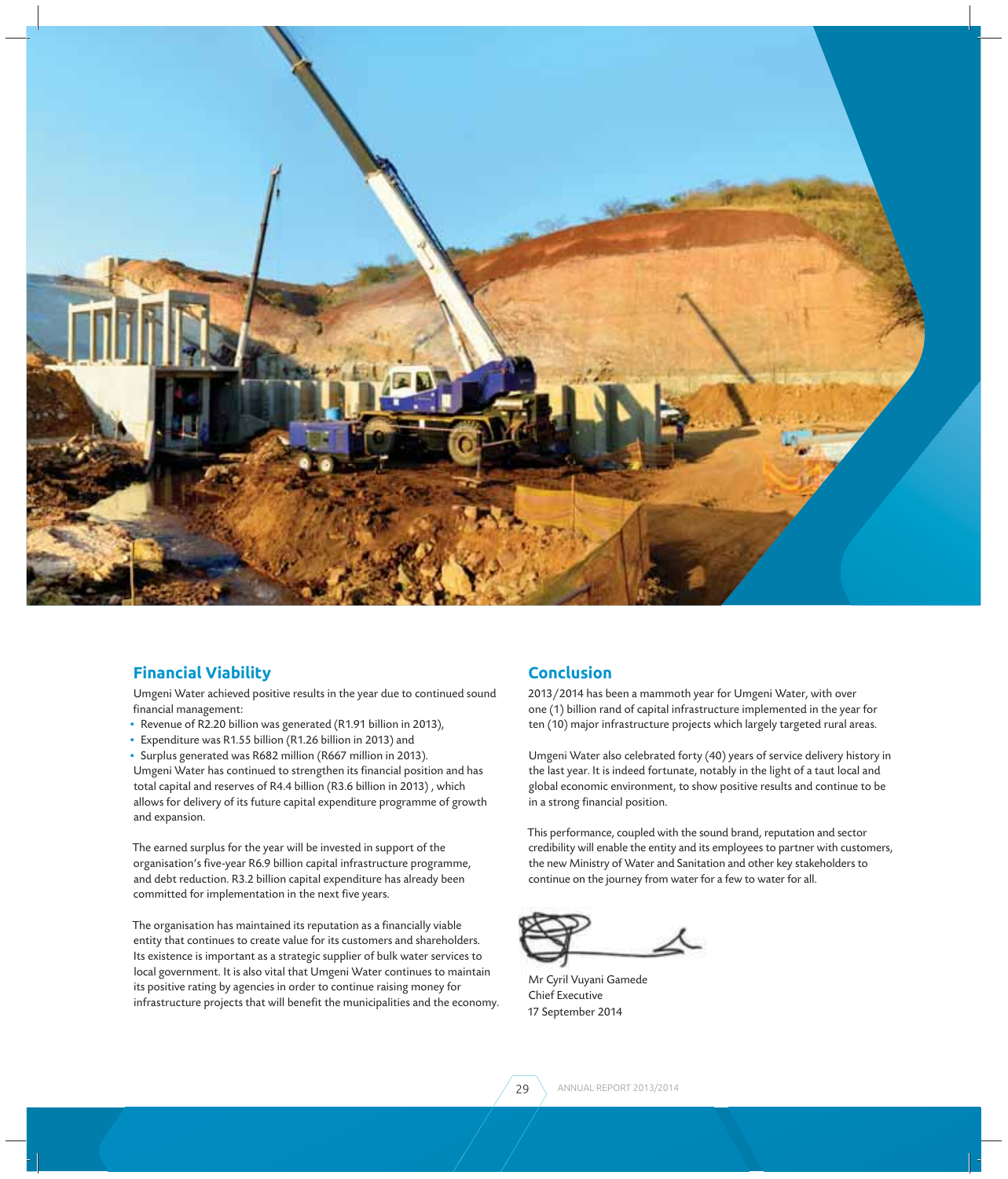## Financial Viability

Umgeni Water achieved positive results in the year due to continued sound financial management:

- Revenue of R2.20 billion was generated (R1.91 billion in 2013),
- Expenditure was R1.55 billion (R1.26 billion in 2013) and
- Surplus generated was R682 million (R667 million in 2013).

Umgeni Water has continued to strengthen its financial position and has total capital and reserves of R4.4 billion (R3.6 billion in 2013) , which allows for delivery of its future capital expenditure programme of growth and expansion.

The earned surplus for the year will be invested in support of the organisation's five-year R6.9 billion capital infrastructure programme, and debt reduction. R3.2 billion capital expenditure has already been committed for implementation in the next five years.

The organisation has maintained its reputation as a financially viable entity that continues to create value for its customers and shareholders. Its existence is important as a strategic supplier of bulk water services to local government. It is also vital that Umgeni Water continues to maintain its positive rating by agencies in order to continue raising money for infrastructure projects that will benefit the municipalities and the economy.

## Conclusion

2013/2014 has been a mammoth year for Umgeni Water, with over one (1) billion rand of capital infrastructure implemented in the year for ten (10) major infrastructure projects which largely targeted rural areas.

Umgeni Water also celebrated forty (40) years of service delivery history in the last year. It is indeed fortunate, notably in the light of a taut local and global economic environment, to show positive results and continue to be in a strong financial position.

This performance, coupled with the sound brand, reputation and sector credibility will enable the entity and its employees to partner with customers, the new Ministry of Water and Sanitation and other key stakeholders to continue on the journey from water for a few to water for all.

Mr Cyril Vuyani Gamede
Chief Executive
17 September 2014